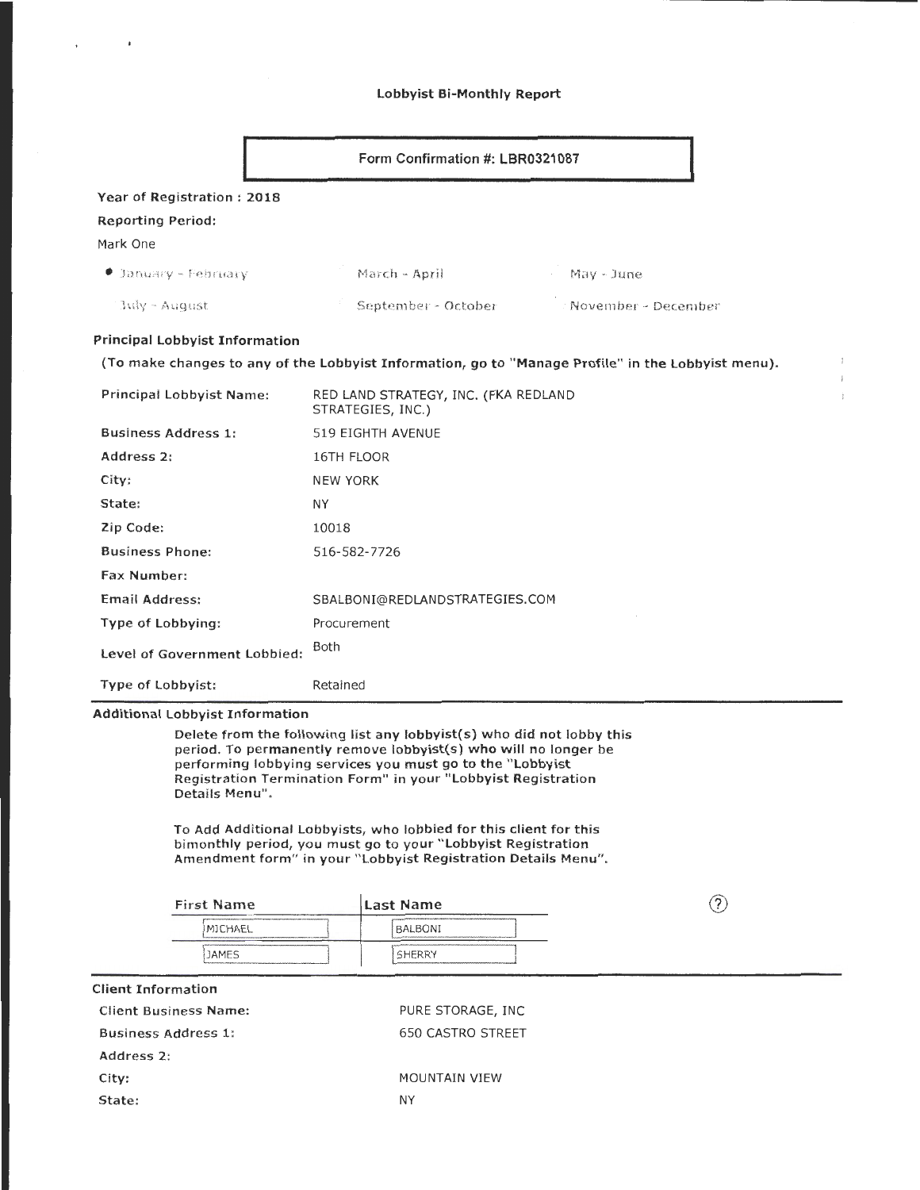# Lobbyist Bi-Monthly Report

**Form Confirmation #: LBR0321087**

**Year of Registration : 2018**

**Reporting Period:**

Mark One

- ● January - February
- March - April
- May - June
- July - August
- September - October
- November - December

## Principal Lobbyist Information

**(To make changes to any of the Lobbyist Information, go to "Manage Profile" in the Lobbyist menu).**

| | |
|---|---|
| **Principal Lobbyist Name:** | RED LAND STRATEGY, INC. (FKA REDLAND STRATEGIES, INC.) |
| **Business Address 1:** | 519 EIGHTH AVENUE |
| **Address 2:** | 16TH FLOOR |
| **City:** | NEW YORK |
| **State:** | NY |
| **Zip Code:** | 10018 |
| **Business Phone:** | 516-582-7726 |
| **Fax Number:** | |
| **Email Address:** | SBALBONI@REDLANDSTRATEGIES.COM |
| **Type of Lobbying:** | Procurement |
| **Level of Government Lobbied:** | Both |
| **Type of Lobbyist:** | Retained |

## Additional Lobbyist Information

**Delete from the following list any lobbyist(s) who did not lobby this period. To permanently remove lobbyist(s) who will no longer be performing lobbying services you must go to the "Lobbyist Registration Termination Form" in your "Lobbyist Registration Details Menu".**

**To Add Additional Lobbyists, who lobbied for this client for this bimonthly period, you must go to your "Lobbyist Registration Amendment form" in your "Lobbyist Registration Details Menu".**

| First Name | Last Name |
|---|---|
| MICHAEL | BALBONI |
| JAMES | SHERRY |

## Client Information

| | |
|---|---|
| **Client Business Name:** | PURE STORAGE, INC |
| **Business Address 1:** | 650 CASTRO STREET |
| **Address 2:** | |
| **City:** | MOUNTAIN VIEW |
| **State:** | NY |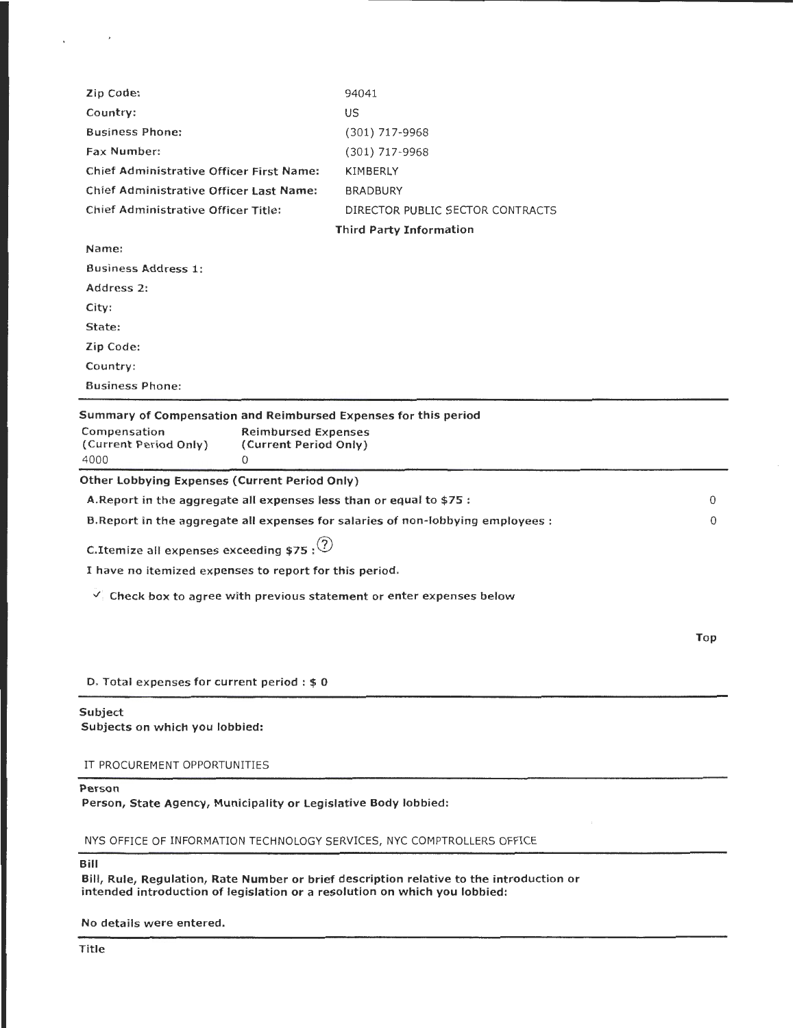| | |
|---|---|
| Zip Code: | 94041 |
| Country: | US |
| Business Phone: | (301) 717-9968 |
| Fax Number: | (301) 717-9968 |
| Chief Administrative Officer First Name: | KIMBERLY |
| Chief Administrative Officer Last Name: | BRADBURY |
| Chief Administrative Officer Title: | DIRECTOR PUBLIC SECTOR CONTRACTS |

**Third Party Information**

| | |
|---|---|
| Name: | |
| Business Address 1: | |
| Address 2: | |
| City: | |
| State: | |
| Zip Code: | |
| Country: | |
| Business Phone: | |

**Summary of Compensation and Reimbursed Expenses for this period**

| Compensation (Current Period Only) | Reimbursed Expenses (Current Period Only) |
|---|---|
| 4000 | 0 |

**Other Lobbying Expenses (Current Period Only)**

| | |
|---|---|
| **A.Report in the aggregate all expenses less than or equal to $75 :** | 0 |
| **B.Report in the aggregate all expenses for salaries of non-lobbying employees :** | 0 |

C.Itemize all expenses exceeding $75 : (?)

**I have no itemized expenses to report for this period.**

✓ **Check box to agree with previous statement or enter expenses below**

**Top**

D. Total expenses for current period : **$ 0**

**Subject**

**Subjects on which you lobbied:**

IT PROCUREMENT OPPORTUNITIES

**Person**

**Person, State Agency, Municipality or Legislative Body lobbied:**

NYS OFFICE OF INFORMATION TECHNOLOGY SERVICES, NYC COMPTROLLERS OFFICE

**Bill**

**Bill, Rule, Regulation, Rate Number or brief description relative to the introduction or intended introduction of legislation or a resolution on which you lobbied:**

**No details were entered.**

**Title**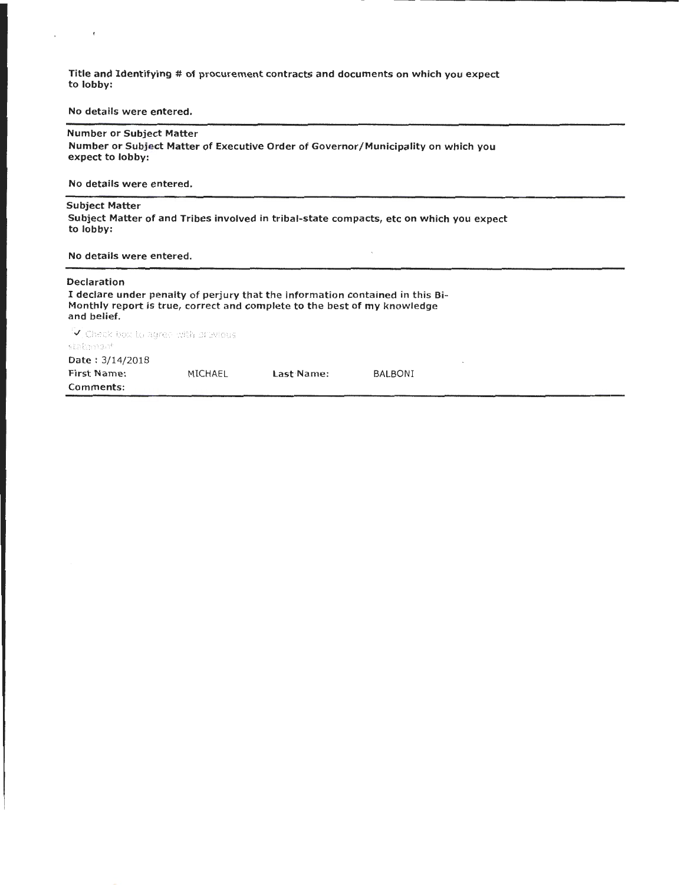**Title and Identifying # of procurement contracts and documents on which you expect to lobby:**

**No details were entered.**

---

**Number or Subject Matter**

**Number or Subject Matter of Executive Order of Governor/Municipality on which you expect to lobby:**

**No details were entered.**

---

**Subject Matter**

**Subject Matter of and Tribes involved in tribal-state compacts, etc on which you expect to lobby:**

**No details were entered.**

---

**Declaration**

**I declare under penalty of perjury that the information contained in this Bi-Monthly report is true, correct and complete to the best of my knowledge and belief.**

☑ Check box to agree with previous statement

**Date :** 3/14/2018

**First Name:** MICHAEL **Last Name:** BALBONI

**Comments:**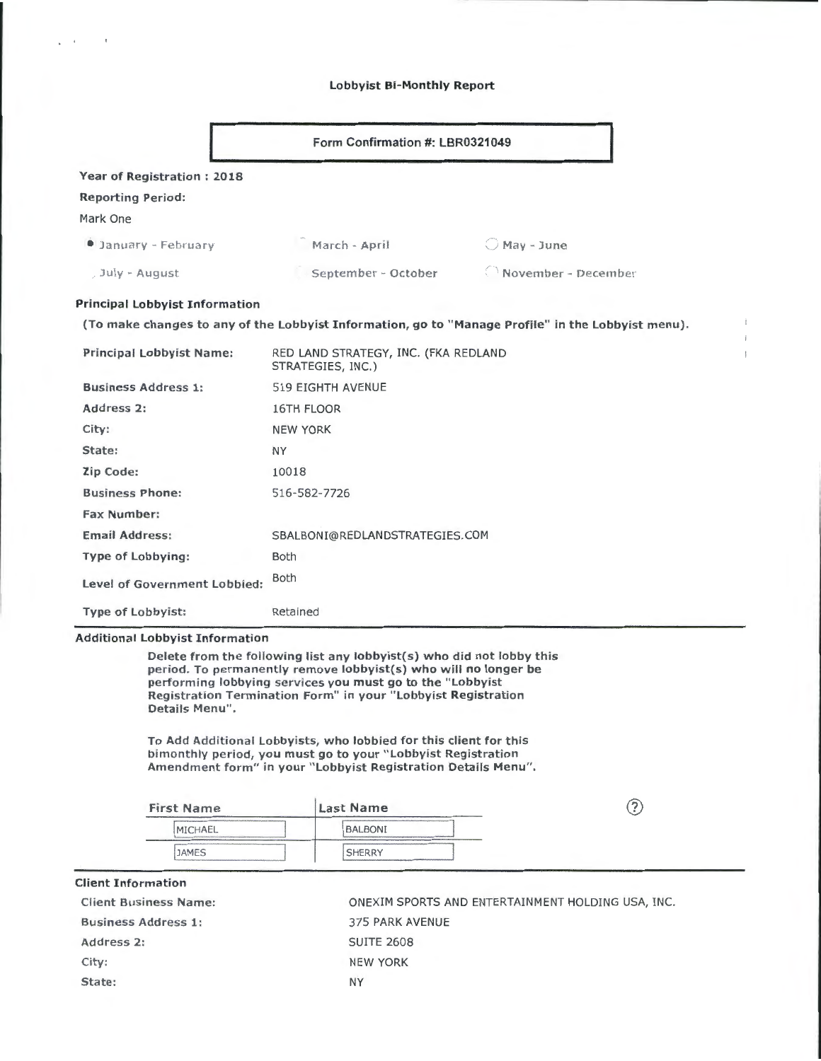# Lobbyist Bi-Monthly Report

**Form Confirmation #: LBR0321049**

**Year of Registration : 2018**

**Reporting Period:**

Mark One

- (●) January - February
- ( ) March - April
- ( ) May - June
- ( ) July - August
- ( ) September - October
- ( ) November - December

## Principal Lobbyist Information

**(To make changes to any of the Lobbyist Information, go to "Manage Profile" in the Lobbyist menu).**

| | |
|---|---|
| **Principal Lobbyist Name:** | RED LAND STRATEGY, INC. (FKA REDLAND STRATEGIES, INC.) |
| **Business Address 1:** | 519 EIGHTH AVENUE |
| **Address 2:** | 16TH FLOOR |
| **City:** | NEW YORK |
| **State:** | NY |
| **Zip Code:** | 10018 |
| **Business Phone:** | 516-582-7726 |
| **Fax Number:** | |
| **Email Address:** | SBALBONI@REDLANDSTRATEGIES.COM |
| **Type of Lobbying:** | Both |
| **Level of Government Lobbied:** | Both |
| **Type of Lobbyist:** | Retained |

## Additional Lobbyist Information

**Delete from the following list any lobbyist(s) who did not lobby this period. To permanently remove lobbyist(s) who will no longer be performing lobbying services you must go to the "Lobbyist Registration Termination Form" in your "Lobbyist Registration Details Menu".**

**To Add Additional Lobbyists, who lobbied for this client for this bimonthly period, you must go to your "Lobbyist Registration Amendment form" in your "Lobbyist Registration Details Menu".**

| First Name | Last Name |
|---|---|
| MICHAEL | BALBONI |
| JAMES | SHERRY |

## Client Information

| | |
|---|---|
| **Client Business Name:** | ONEXIM SPORTS AND ENTERTAINMENT HOLDING USA, INC. |
| **Business Address 1:** | 375 PARK AVENUE |
| **Address 2:** | SUITE 2608 |
| **City:** | NEW YORK |
| **State:** | NY |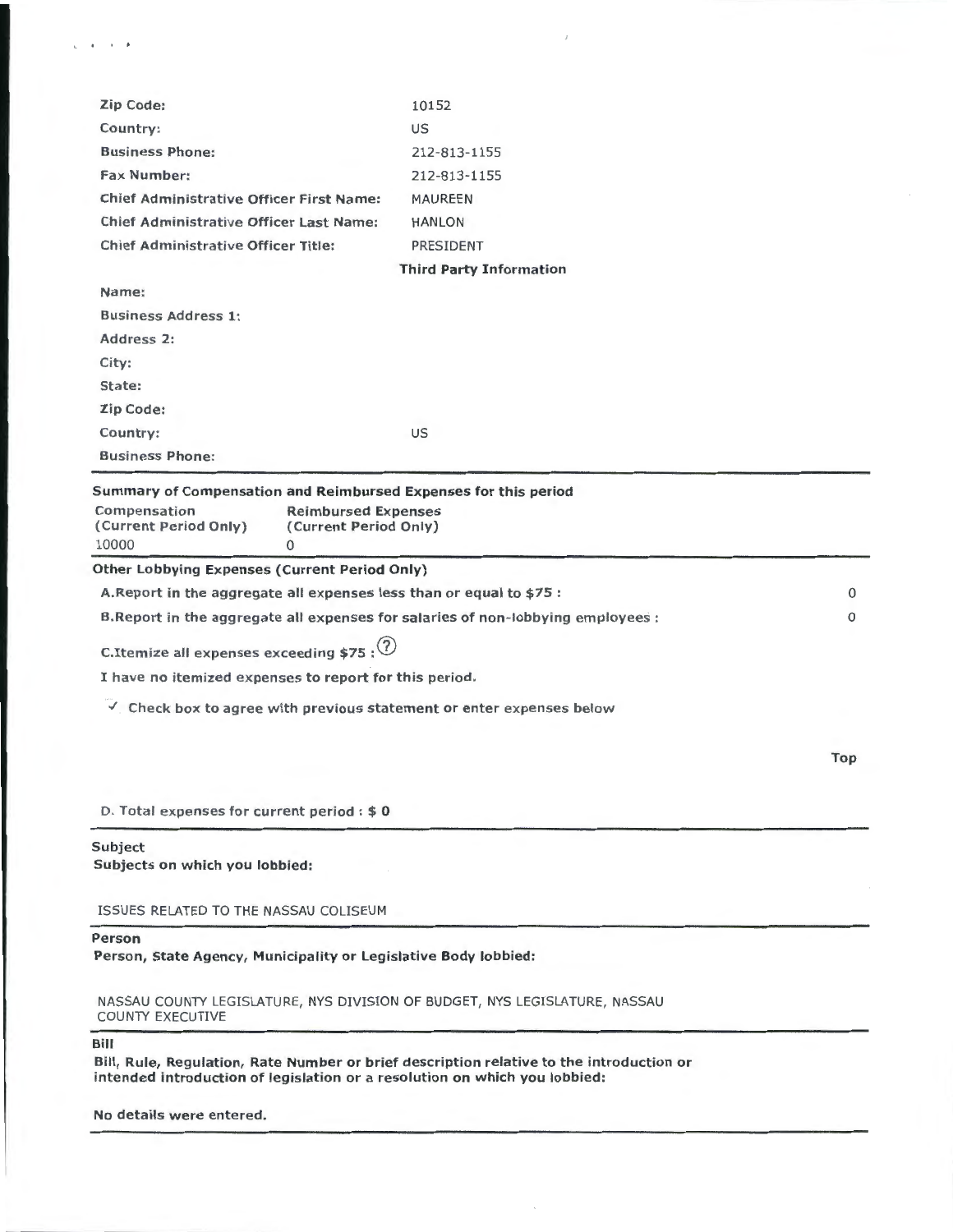| | |
|---|---|
| **Zip Code:** | 10152 |
| **Country:** | US |
| **Business Phone:** | 212-813-1155 |
| **Fax Number:** | 212-813-1155 |
| **Chief Administrative Officer First Name:** | MAUREEN |
| **Chief Administrative Officer Last Name:** | HANLON |
| **Chief Administrative Officer Title:** | PRESIDENT |

**Third Party Information**

| | |
|---|---|
| **Name:** | |
| **Business Address 1:** | |
| **Address 2:** | |
| **City:** | |
| **State:** | |
| **Zip Code:** | |
| **Country:** | US |
| **Business Phone:** | |

**Summary of Compensation and Reimbursed Expenses for this period**

| Compensation (Current Period Only) | Reimbursed Expenses (Current Period Only) |
|---|---|
| 10000 | 0 |

**Other Lobbying Expenses (Current Period Only)**

| | |
|---|---|
| **A.Report in the aggregate all expenses less than or equal to $75 :** | 0 |
| **B.Report in the aggregate all expenses for salaries of non-lobbying employees :** | 0 |

**C.Itemize all expenses exceeding $75 :**

**I have no itemized expenses to report for this period.**

✓ **Check box to agree with previous statement or enter expenses below**

**Top**

D. Total expenses for current period : **$ 0**

**Subject**
**Subjects on which you lobbied:**

ISSUES RELATED TO THE NASSAU COLISEUM

**Person**
**Person, State Agency, Municipality or Legislative Body lobbied:**

NASSAU COUNTY LEGISLATURE, NYS DIVISION OF BUDGET, NYS LEGISLATURE, NASSAU COUNTY EXECUTIVE

**Bill**
**Bill, Rule, Regulation, Rate Number or brief description relative to the introduction or intended introduction of legislation or a resolution on which you lobbied:**

**No details were entered.**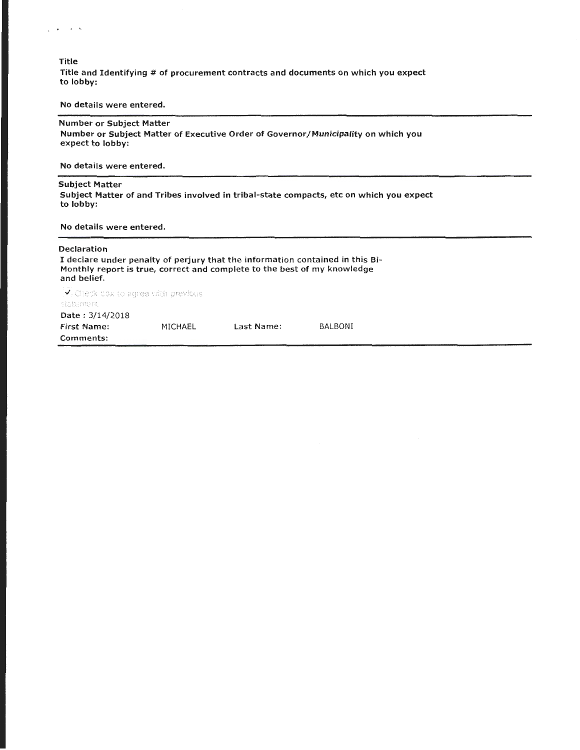**Title**

**Title and Identifying # of procurement contracts and documents on which you expect to lobby:**

**No details were entered.**

---

**Number or Subject Matter**

**Number or Subject Matter of Executive Order of Governor/*Municipality* on which you expect to lobby:**

**No details were entered.**

---

**Subject Matter**

**Subject Matter of and Tribes involved in tribal-state compacts, etc on which you expect to lobby:**

**No details were entered.**

---

**Declaration**

**I declare under penalty of perjury that the information contained in this Bi-Monthly report is true, correct and complete to the best of my knowledge and belief.**

✓ Check box to agree with previous statement

**Date :** 3/14/2018

| | | | |
|---|---|---|---|
| **First Name:** | MICHAEL | **Last Name:** | BALBONI |

**Comments:**